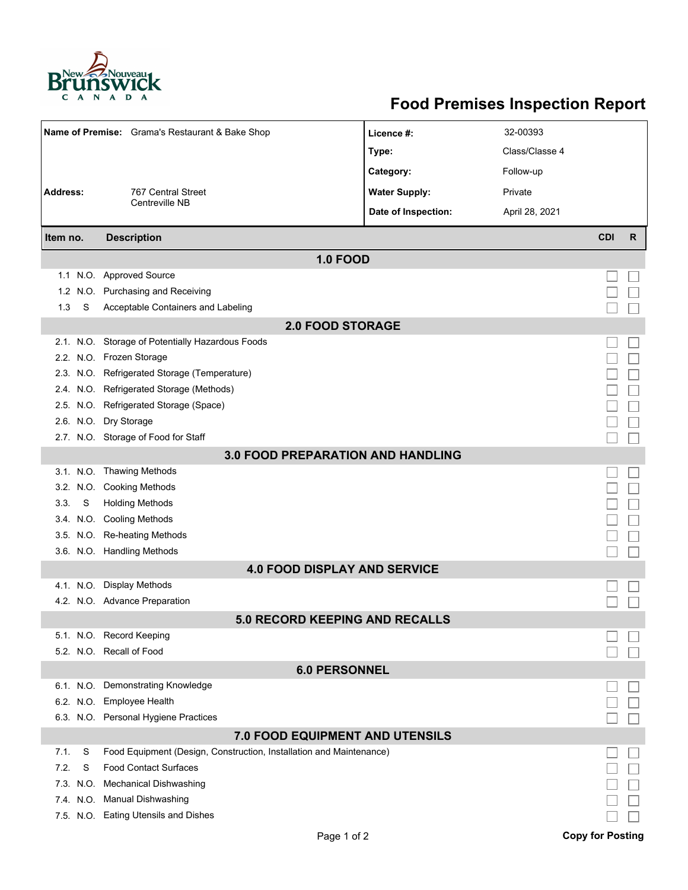# Food Premises Inspection Report

| | | | |
|---|---|---|---|
| **Name of Premise:** | Grama's Restaurant & Bake Shop | **Licence #:** | 32-00393 |
| | | **Type:** | Class/Classe 4 |
| | | **Category:** | Follow-up |
| **Address:** | 767 Central Street Centreville NB | **Water Supply:** | Private |
| | | **Date of Inspection:** | April 28, 2021 |

| Item no. | | Description | CDI | R |
|---|---|---|---|---|
| **1.0 FOOD** | | | | |
| 1.1 | N.O. | Approved Source | ☐ | ☐ |
| 1.2 | N.O. | Purchasing and Receiving | ☐ | ☐ |
| 1.3 | S | Acceptable Containers and Labeling | ☐ | ☐ |
| **2.0 FOOD STORAGE** | | | | |
| 2.1. | N.O. | Storage of Potentially Hazardous Foods | ☐ | ☐ |
| 2.2. | N.O. | Frozen Storage | ☐ | ☐ |
| 2.3. | N.O. | Refrigerated Storage (Temperature) | ☐ | ☐ |
| 2.4. | N.O. | Refrigerated Storage (Methods) | ☐ | ☐ |
| 2.5. | N.O. | Refrigerated Storage (Space) | ☐ | ☐ |
| 2.6. | N.O. | Dry Storage | ☐ | ☐ |
| 2.7. | N.O. | Storage of Food for Staff | ☐ | ☐ |
| **3.0 FOOD PREPARATION AND HANDLING** | | | | |
| 3.1. | N.O. | Thawing Methods | ☐ | ☐ |
| 3.2. | N.O. | Cooking Methods | ☐ | ☐ |
| 3.3. | S | Holding Methods | ☐ | ☐ |
| 3.4. | N.O. | Cooling Methods | ☐ | ☐ |
| 3.5. | N.O. | Re-heating Methods | ☐ | ☐ |
| 3.6. | N.O. | Handling Methods | ☐ | ☐ |
| **4.0 FOOD DISPLAY AND SERVICE** | | | | |
| 4.1. | N.O. | Display Methods | ☐ | ☐ |
| 4.2. | N.O. | Advance Preparation | ☐ | ☐ |
| **5.0 RECORD KEEPING AND RECALLS** | | | | |
| 5.1. | N.O. | Record Keeping | ☐ | ☐ |
| 5.2. | N.O. | Recall of Food | ☐ | ☐ |
| **6.0 PERSONNEL** | | | | |
| 6.1. | N.O. | Demonstrating Knowledge | ☐ | ☐ |
| 6.2. | N.O. | Employee Health | ☐ | ☐ |
| 6.3. | N.O. | Personal Hygiene Practices | ☐ | ☐ |
| **7.0 FOOD EQUIPMENT AND UTENSILS** | | | | |
| 7.1. | S | Food Equipment (Design, Construction, Installation and Maintenance) | ☐ | ☐ |
| 7.2. | S | Food Contact Surfaces | ☐ | ☐ |
| 7.3. | N.O. | Mechanical Dishwashing | ☐ | ☐ |
| 7.4. | N.O. | Manual Dishwashing | ☐ | ☐ |
| 7.5. | N.O. | Eating Utensils and Dishes | ☐ | ☐ |

**Copy for Posting**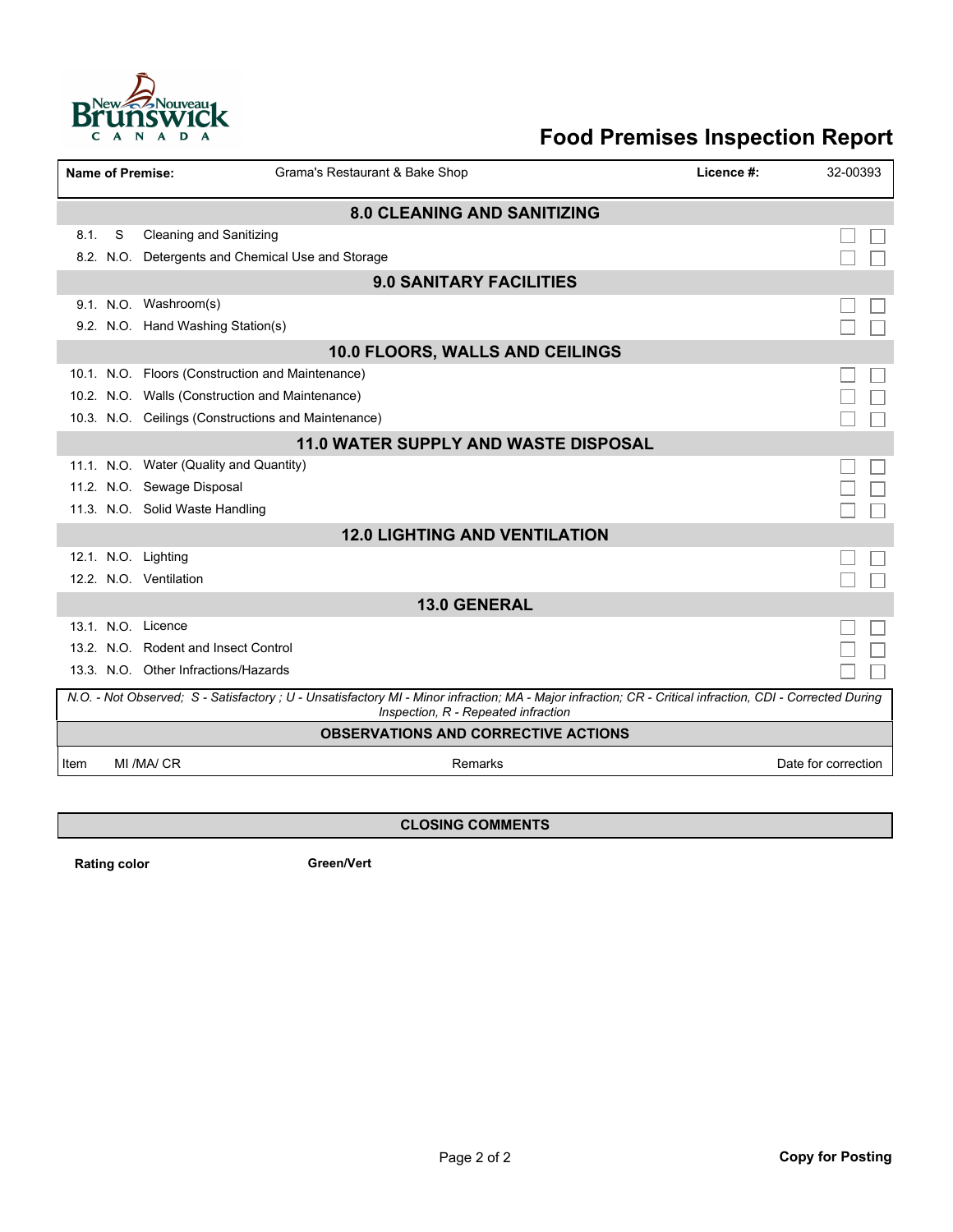# Food Premises Inspection Report

| **Name of Premise:** | Grama's Restaurant & Bake Shop | **Licence #:** | 32-00393 |
|---|---|---|---|

## 8.0 CLEANING AND SANITIZING

| | | | | |
|---|---|---|---|---|
| 8.1. | S | Cleaning and Sanitizing | ☐ | ☐ |
| 8.2. | N.O. | Detergents and Chemical Use and Storage | ☐ | ☐ |

## 9.0 SANITARY FACILITIES

| | | | | |
|---|---|---|---|---|
| 9.1. | N.O. | Washroom(s) | ☐ | ☐ |
| 9.2. | N.O. | Hand Washing Station(s) | ☐ | ☐ |

## 10.0 FLOORS, WALLS AND CEILINGS

| | | | | |
|---|---|---|---|---|
| 10.1. | N.O. | Floors (Construction and Maintenance) | ☐ | ☐ |
| 10.2. | N.O. | Walls (Construction and Maintenance) | ☐ | ☐ |
| 10.3. | N.O. | Ceilings (Constructions and Maintenance) | ☐ | ☐ |

## 11.0 WATER SUPPLY AND WASTE DISPOSAL

| | | | | |
|---|---|---|---|---|
| 11.1. | N.O. | Water (Quality and Quantity) | ☐ | ☐ |
| 11.2. | N.O. | Sewage Disposal | ☐ | ☐ |
| 11.3. | N.O. | Solid Waste Handling | ☐ | ☐ |

## 12.0 LIGHTING AND VENTILATION

| | | | | |
|---|---|---|---|---|
| 12.1. | N.O. | Lighting | ☐ | ☐ |
| 12.2. | N.O. | Ventilation | ☐ | ☐ |

## 13.0 GENERAL

| | | | | |
|---|---|---|---|---|
| 13.1. | N.O. | Licence | ☐ | ☐ |
| 13.2. | N.O. | Rodent and Insect Control | ☐ | ☐ |
| 13.3. | N.O. | Other Infractions/Hazards | ☐ | ☐ |

*N.O. - Not Observed; S - Satisfactory ; U - Unsatisfactory MI - Minor infraction; MA - Major infraction; CR - Critical infraction, CDI - Corrected During Inspection, R - Repeated infraction*

## OBSERVATIONS AND CORRECTIVE ACTIONS

| Item | MI /MA/ CR | Remarks | Date for correction |
|---|---|---|---|

## CLOSING COMMENTS

**Rating color** **Green/Vert**

**Copy for Posting**